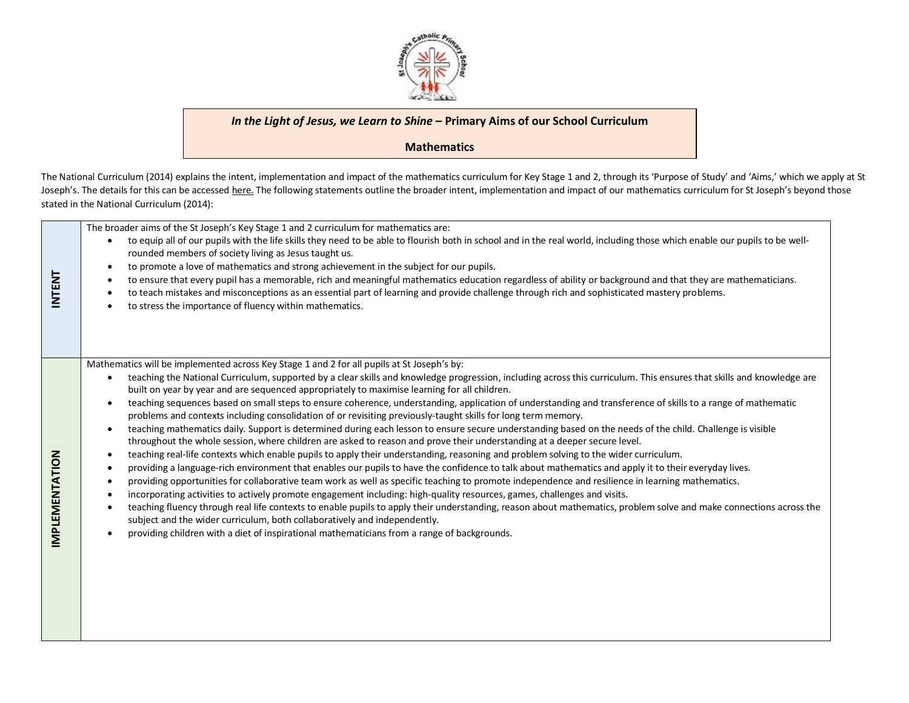***In the Light of Jesus, we Learn to Shine* – Primary Aims of our School Curriculum**

**Mathematics**

The National Curriculum (2014) explains the intent, implementation and impact of the mathematics curriculum for Key Stage 1 and 2, through its 'Purpose of Study' and 'Aims,' which we apply at St Joseph's. The details for this can be accessed here. The following statements outline the broader intent, implementation and impact of our mathematics curriculum for St Joseph's beyond those stated in the National Curriculum (2014):

| | |
|---|---|
| **INTENT** | The broader aims of the St Joseph's Key Stage 1 and 2 curriculum for mathematics are:<br>• to equip all of our pupils with the life skills they need to be able to flourish both in school and in the real world, including those which enable our pupils to be well-rounded members of society living as Jesus taught us.<br>• to promote a love of mathematics and strong achievement in the subject for our pupils.<br>• to ensure that every pupil has a memorable, rich and meaningful mathematics education regardless of ability or background and that they are mathematicians.<br>• to teach mistakes and misconceptions as an essential part of learning and provide challenge through rich and sophisticated mastery problems.<br>• to stress the importance of fluency within mathematics. |
| **IMPLEMENTATION** | Mathematics will be implemented across Key Stage 1 and 2 for all pupils at St Joseph's by:<br>• teaching the National Curriculum, supported by a clear skills and knowledge progression, including across this curriculum. This ensures that skills and knowledge are built on year by year and are sequenced appropriately to maximise learning for all children.<br>• teaching sequences based on small steps to ensure coherence, understanding, application of understanding and transference of skills to a range of mathematic problems and contexts including consolidation of or revisiting previously-taught skills for long term memory.<br>• teaching mathematics daily. Support is determined during each lesson to ensure secure understanding based on the needs of the child. Challenge is visible throughout the whole session, where children are asked to reason and prove their understanding at a deeper secure level.<br>• teaching real-life contexts which enable pupils to apply their understanding, reasoning and problem solving to the wider curriculum.<br>• providing a language-rich environment that enables our pupils to have the confidence to talk about mathematics and apply it to their everyday lives.<br>• providing opportunities for collaborative team work as well as specific teaching to promote independence and resilience in learning mathematics.<br>• incorporating activities to actively promote engagement including: high-quality resources, games, challenges and visits.<br>• teaching fluency through real life contexts to enable pupils to apply their understanding, reason about mathematics, problem solve and make connections across the subject and the wider curriculum, both collaboratively and independently.<br>• providing children with a diet of inspirational mathematicians from a range of backgrounds. |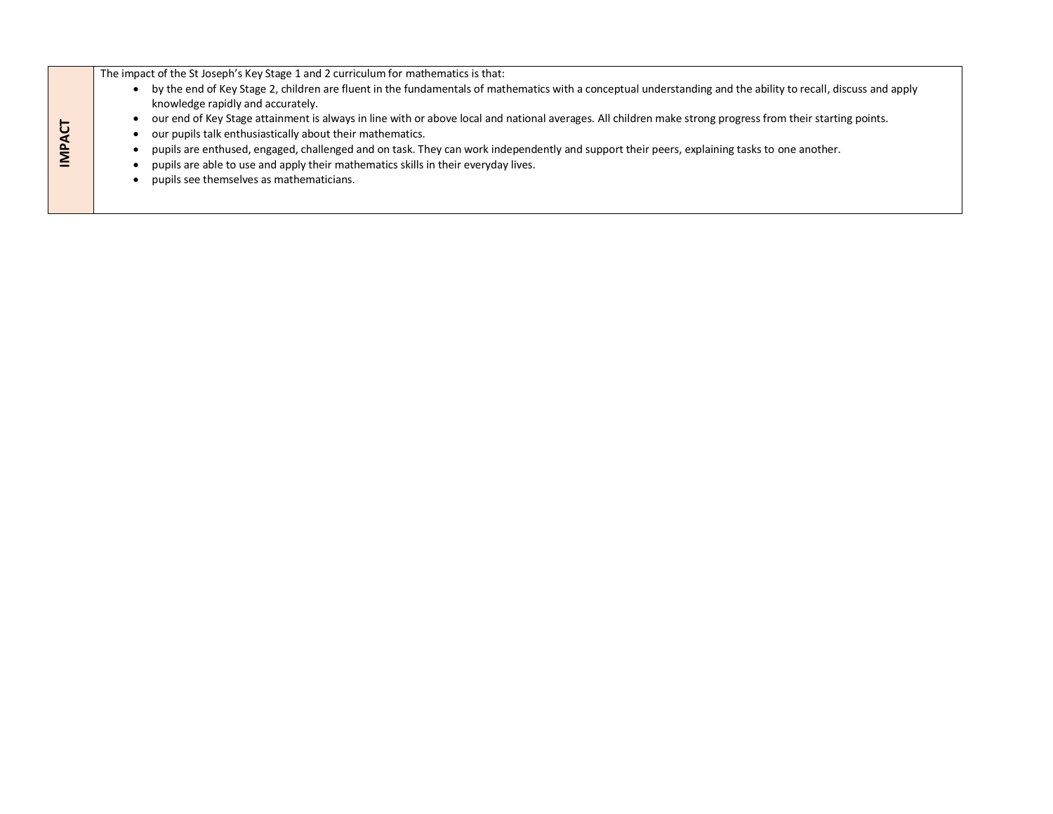| | |
|---|---|
| **IMPACT** | The impact of the St Joseph's Key Stage 1 and 2 curriculum for mathematics is that:<br>• by the end of Key Stage 2, children are fluent in the fundamentals of mathematics with a conceptual understanding and the ability to recall, discuss and apply knowledge rapidly and accurately.<br>• our end of Key Stage attainment is always in line with or above local and national averages. All children make strong progress from their starting points.<br>• our pupils talk enthusiastically about their mathematics.<br>• pupils are enthused, engaged, challenged and on task. They can work independently and support their peers, explaining tasks to one another.<br>• pupils are able to use and apply their mathematics skills in their everyday lives.<br>• pupils see themselves as mathematicians. |